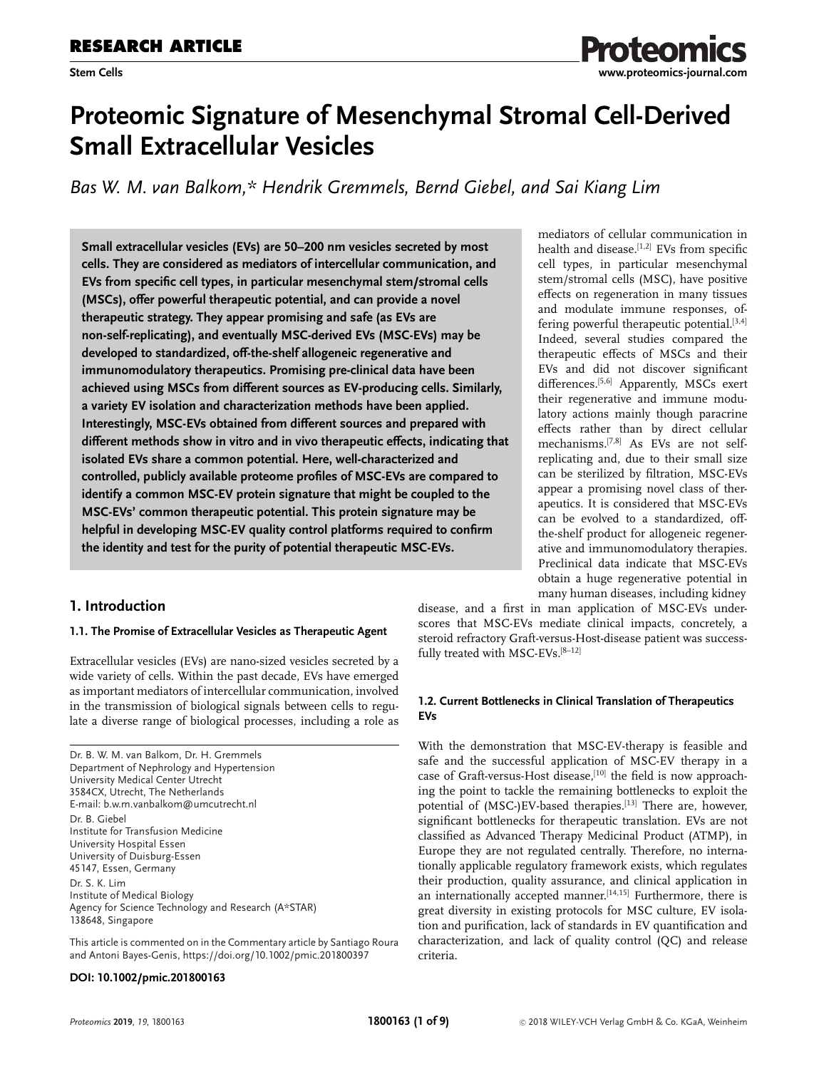**RESEARCH ARTICLE**

**Stem Cells**

# Proteomic Signature of Mesenchymal Stromal Cell-Derived Small Extracellular Vesicles

*Bas W. M. van Balkom,\* Hendrik Gremmels, Bernd Giebel, and Sai Kiang Lim*

**Small extracellular vesicles (EVs) are 50–200 nm vesicles secreted by most cells. They are considered as mediators of intercellular communication, and EVs from specific cell types, in particular mesenchymal stem/stromal cells (MSCs), offer powerful therapeutic potential, and can provide a novel therapeutic strategy. They appear promising and safe (as EVs are non-self-replicating), and eventually MSC-derived EVs (MSC-EVs) may be developed to standardized, off-the-shelf allogeneic regenerative and immunomodulatory therapeutics. Promising pre-clinical data have been achieved using MSCs from different sources as EV-producing cells. Similarly, a variety EV isolation and characterization methods have been applied. Interestingly, MSC-EVs obtained from different sources and prepared with different methods show in vitro and in vivo therapeutic effects, indicating that isolated EVs share a common potential. Here, well-characterized and controlled, publicly available proteome profiles of MSC-EVs are compared to identify a common MSC-EV protein signature that might be coupled to the MSC-EVs' common therapeutic potential. This protein signature may be helpful in developing MSC-EV quality control platforms required to confirm the identity and test for the purity of potential therapeutic MSC-EVs.**

## 1. Introduction

### 1.1. The Promise of Extracellular Vesicles as Therapeutic Agent

Extracellular vesicles (EVs) are nano-sized vesicles secreted by a wide variety of cells. Within the past decade, EVs have emerged as important mediators of intercellular communication, involved in the transmission of biological signals between cells to regulate a diverse range of biological processes, including a role as mediators of cellular communication in health and disease.[1,2] EVs from specific cell types, in particular mesenchymal stem/stromal cells (MSC), have positive effects on regeneration in many tissues and modulate immune responses, offering powerful therapeutic potential.[3,4] Indeed, several studies compared the therapeutic effects of MSCs and their EVs and did not discover significant differences.[5,6] Apparently, MSCs exert their regenerative and immune modulatory actions mainly though paracrine effects rather than by direct cellular mechanisms.[7,8] As EVs are not self-replicating and, due to their small size can be sterilized by filtration, MSC-EVs appear a promising novel class of therapeutics. It is considered that MSC-EVs can be evolved to a standardized, off-the-shelf product for allogeneic regenerative and immunomodulatory therapies. Preclinical data indicate that MSC-EVs obtain a huge regenerative potential in many human diseases, including kidney disease, and a first in man application of MSC-EVs underscores that MSC-EVs mediate clinical impacts, concretely, a steroid refractory Graft-versus-Host-disease patient was successfully treated with MSC-EVs.[8–12]

### 1.2. Current Bottlenecks in Clinical Translation of Therapeutics EVs

With the demonstration that MSC-EV-therapy is feasible and safe and the successful application of MSC-EV therapy in a case of Graft-versus-Host disease,[10] the field is now approaching the point to tackle the remaining bottlenecks to exploit the potential of (MSC-)EV-based therapies.[13] There are, however, significant bottlenecks for therapeutic translation. EVs are not classified as Advanced Therapy Medicinal Product (ATMP), in Europe they are not regulated centrally. Therefore, no internationally applicable regulatory framework exists, which regulates their production, quality assurance, and clinical application in an internationally accepted manner.[14,15] Furthermore, there is great diversity in existing protocols for MSC culture, EV isolation and purification, lack of standards in EV quantification and characterization, and lack of quality control (QC) and release criteria.

---

Dr. B. W. M. van Balkom, Dr. H. Gremmels
Department of Nephrology and Hypertension
University Medical Center Utrecht
3584CX, Utrecht, The Netherlands
E-mail: b.w.m.vanbalkom@umcutrecht.nl

Dr. B. Giebel
Institute for Transfusion Medicine
University Hospital Essen
University of Duisburg-Essen
45147, Essen, Germany

Dr. S. K. Lim
Institute of Medical Biology
Agency for Science Technology and Research (A*STAR)
138648, Singapore

This article is commented on in the Commentary article by Santiago Roura and Antoni Bayes-Genis, https://doi.org/10.1002/pmic.201800397

**DOI: 10.1002/pmic.201800163**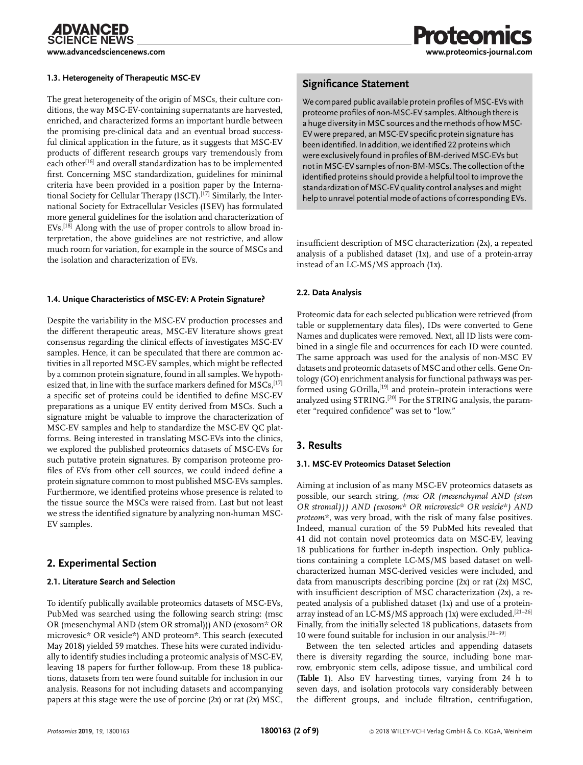### 1.3. Heterogeneity of Therapeutic MSC-EV

The great heterogeneity of the origin of MSCs, their culture conditions, the way MSC-EV-containing supernatants are harvested, enriched, and characterized forms an important hurdle between the promising pre-clinical data and an eventual broad successful clinical application in the future, as it suggests that MSC-EV products of different research groups vary tremendously from each other[16] and overall standardization has to be implemented first. Concerning MSC standardization, guidelines for minimal criteria have been provided in a position paper by the International Society for Cellular Therapy (ISCT).[17] Similarly, the International Society for Extracellular Vesicles (ISEV) has formulated more general guidelines for the isolation and characterization of EVs.[18] Along with the use of proper controls to allow broad interpretation, the above guidelines are not restrictive, and allow much room for variation, for example in the source of MSCs and the isolation and characterization of EVs.

### 1.4. Unique Characteristics of MSC-EV: A Protein Signature?

Despite the variability in the MSC-EV production processes and the different therapeutic areas, MSC-EV literature shows great consensus regarding the clinical effects of investigates MSC-EV samples. Hence, it can be speculated that there are common activities in all reported MSC-EV samples, which might be reflected by a common protein signature, found in all samples. We hypothesized that, in line with the surface markers defined for MSCs,[17] a specific set of proteins could be identified to define MSC-EV preparations as a unique EV entity derived from MSCs. Such a signature might be valuable to improve the characterization of MSC-EV samples and help to standardize the MSC-EV QC platforms. Being interested in translating MSC-EVs into the clinics, we explored the published proteomics datasets of MSC-EVs for such putative protein signatures. By comparison proteome profiles of EVs from other cell sources, we could indeed define a protein signature common to most published MSC-EVs samples. Furthermore, we identified proteins whose presence is related to the tissue source the MSCs were raised from. Last but not least we stress the identified signature by analyzing non-human MSC-EV samples.

## 2. Experimental Section

### 2.1. Literature Search and Selection

To identify publically available proteomics datasets of MSC-EVs, PubMed was searched using the following search string: (msc OR (mesenchymal AND (stem OR stromal))) AND (exosom* OR microvesic* OR vesicle*) AND proteom*. This search (executed May 2018) yielded 59 matches. These hits were curated individually to identify studies including a proteomic analysis of MSC-EV, leaving 18 papers for further follow-up. From these 18 publications, datasets from ten were found suitable for inclusion in our analysis. Reasons for not including datasets and accompanying papers at this stage were the use of porcine (2x) or rat (2x) MSC, insufficient description of MSC characterization (2x), a repeated analysis of a published dataset (1x), and use of a protein-array instead of an LC-MS/MS approach (1x).

**Significance Statement**

We compared public available protein profiles of MSC-EVs with proteome profiles of non-MSC-EV samples. Although there is a huge diversity in MSC sources and the methods of how MSC-EV were prepared, an MSC-EV specific protein signature has been identified. In addition, we identified 22 proteins which were exclusively found in profiles of BM-derived MSC-EVs but not in MSC-EV samples of non-BM-MSCs. The collection of the identified proteins should provide a helpful tool to improve the standardization of MSC-EV quality control analyses and might help to unravel potential mode of actions of corresponding EVs.

### 2.2. Data Analysis

Proteomic data for each selected publication were retrieved (from table or supplementary data files), IDs were converted to Gene Names and duplicates were removed. Next, all ID lists were combined in a single file and occurrences for each ID were counted. The same approach was used for the analysis of non-MSC EV datasets and proteomic datasets of MSC and other cells. Gene Ontology (GO) enrichment analysis for functional pathways was performed using GOrilla,[19] and protein–protein interactions were analyzed using STRING.[20] For the STRING analysis, the parameter "required confidence" was set to "low."

## 3. Results

### 3.1. MSC-EV Proteomics Dataset Selection

Aiming at inclusion of as many MSC-EV proteomics datasets as possible, our search string, *(msc OR (mesenchymal AND (stem OR stromal))) AND (exosom* OR microvesic* OR vesicle*) AND proteom**, was very broad, with the risk of many false positives. Indeed, manual curation of the 59 PubMed hits revealed that 41 did not contain novel proteomics data on MSC-EV, leaving 18 publications for further in-depth inspection. Only publications containing a complete LC-MS/MS based dataset on well-characterized human MSC-derived vesicles were included, and data from manuscripts describing porcine (2x) or rat (2x) MSC, with insufficient description of MSC characterization (2x), a repeated analysis of a published dataset (1x) and use of a protein-array instead of an LC-MS/MS approach (1x) were excluded.[21–26] Finally, from the initially selected 18 publications, datasets from 10 were found suitable for inclusion in our analysis.[26–39]

Between the ten selected articles and appending datasets there is diversity regarding the source, including bone marrow, embryonic stem cells, adipose tissue, and umbilical cord (**Table 1**). Also EV harvesting times, varying from 24 h to seven days, and isolation protocols vary considerably between the different groups, and include filtration, centrifugation,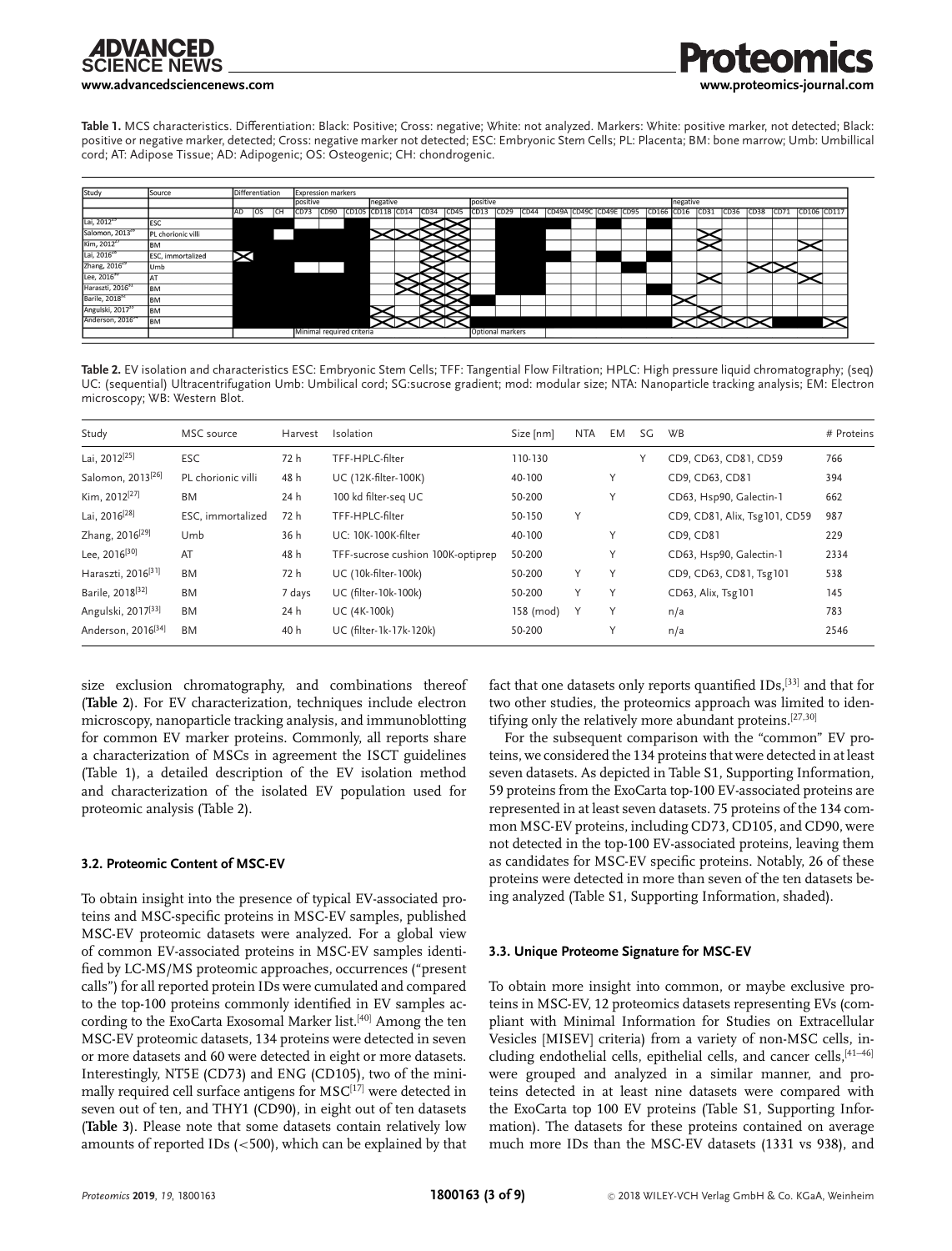**Table 1.** MCS characteristics. Differentiation: Black: Positive; Cross: negative; White: not analyzed. Markers: White: positive marker, not detected; Black: positive or negative marker, detected; Cross: negative marker not detected; ESC: Embryonic Stem Cells; PL: Placenta; BM: bone marrow; Umb: Umbillical cord; AT: Adipose Tissue; AD: Adipogenic; OS: Osteogenic; CH: chondrogenic.

(■ = Black; X = Cross; empty = White)

| Study | Source | Differentiation | | | Expression markers | | | | | | | | | | | | | | | | | | | | | |
|---|---|---|---|---|---|---|---|---|---|---|---|---|---|---|---|---|---|---|---|---|---|---|---|---|---|---|
| | | | | | positive | | | negative | | | | positive | | | | | | | | negative | | | | | | |
| | | AD | OS | CH | CD73 | CD90 | CD105 | CD11B | CD14 | CD34 | CD45 | CD13 | CD29 | CD44 | CD49A | CD49C | CD49E | CD95 | CD166 | CD16 | CD31 | CD36 | CD38 | CD71 | CD106 | CD117 |
| Lai, 2012[25] | ESC | ■ | ■ | ■ | ■ | ■ | ■ | | | X | X | | ■ | ■ | | | | | | | | | | | | |
| Salomon, 2013[26] | PL chorionic villi | ■ | ■ | | ■ | ■ | ■ | X | X | X | X | | ■ | ■ | | | | | | | | | | | | |
| Kim, 2012[27] | BM | ■ | ■ | ■ | ■ | ■ | ■ | | | X | X | | ■ | ■ | ■ | | | | ■ | | X | | | | X | |
| Lai, 2016[28] | ESC, immortalized | X | ■ | ■ | ■ | ■ | ■ | | | X | X | | ■ | ■ | ■ | | ■ | | ■ | | | | | | | |
| Zhang, 2016[29] | Umb | ■ | ■ | ■ | | | ■ | | | X | X | | ■ | ■ | | | | ■ | | | | | X | X | | |
| Lee, 2016[30] | AT | ■ | ■ | ■ | ■ | ■ | ■ | | X | X | X | | ■ | ■ | | | | | | | X | | | | X | |
| Haraszti, 2016[31] | BM | ■ | ■ | ■ | ■ | ■ | ■ | | X | X | X | | ■ | ■ | | | | | ■ | | | | | | | |
| Barile, 2018[32] | BM | ■ | ■ | ■ | ■ | ■ | ■ | | | X | X | ■ | ■ | ■ | | | | | | X | | | | | | |
| Angulski, 2017[33] | BM | ■ | ■ | ■ | ■ | ■ | ■ | X | | X | X | | ■ | ■ | | | | | | | X | | | | | |
| Anderson, 2016[34] | BM | ■ | ■ | ■ | ■ | ■ | ■ | X | X | X | X | ■ | ■ | ■ | ■ | ■ | ■ | ■ | ■ | X | X | X | X | ■ | ■ | X |
| | | | | | Minimal required criteria | | | | | | | Optional markers | | | | | | | | | | | | | | |

**Table 2.** EV isolation and characteristics ESC: Embryonic Stem Cells; TFF: Tangential Flow Filtration; HPLC: High pressure liquid chromatography; (seq) UC: (sequential) Ultracentrifugation Umb: Umbilical cord; SG:sucrose gradient; mod: modular size; NTA: Nanoparticle tracking analysis; EM: Electron microscopy; WB: Western Blot.

| Study | MSC source | Harvest | Isolation | Size [nm] | NTA | EM | SG | WB | # Proteins |
|---|---|---|---|---|---|---|---|---|---|
| Lai, 2012[25] | ESC | 72 h | TFF-HPLC-filter | 110-130 | | | Y | CD9, CD63, CD81, CD59 | 766 |
| Salomon, 2013[26] | PL chorionic villi | 48 h | UC (12K-filter-100K) | 40-100 | | Y | | CD9, CD63, CD81 | 394 |
| Kim, 2012[27] | BM | 24 h | 100 kd filter-seq UC | 50-200 | | Y | | CD63, Hsp90, Galectin-1 | 662 |
| Lai, 2016[28] | ESC, immortalized | 72 h | TFF-HPLC-filter | 50-150 | Y | | | CD9, CD81, Alix, Tsg101, CD59 | 987 |
| Zhang, 2016[29] | Umb | 36 h | UC: 10K-100K-filter | 40-100 | | Y | | CD9, CD81 | 229 |
| Lee, 2016[30] | AT | 48 h | TFF-sucrose cushion 100K-optiprep | 50-200 | | Y | | CD63, Hsp90, Galectin-1 | 2334 |
| Haraszti, 2016[31] | BM | 72 h | UC (10k-filter-100k) | 50-200 | Y | Y | | CD9, CD63, CD81, Tsg101 | 538 |
| Barile, 2018[32] | BM | 7 days | UC (filter-10k-100k) | 50-200 | Y | Y | | CD63, Alix, Tsg101 | 145 |
| Angulski, 2017[33] | BM | 24 h | UC (4K-100k) | 158 (mod) | Y | Y | | n/a | 783 |
| Anderson, 2016[34] | BM | 40 h | UC (filter-1k-17k-120k) | 50-200 | | Y | | n/a | 2546 |

size exclusion chromatography, and combinations thereof (**Table 2**). For EV characterization, techniques include electron microscopy, nanoparticle tracking analysis, and immunoblotting for common EV marker proteins. Commonly, all reports share a characterization of MSCs in agreement the ISCT guidelines (Table 1), a detailed description of the EV isolation method and characterization of the isolated EV population used for proteomic analysis (Table 2).

### 3.2. Proteomic Content of MSC-EV

To obtain insight into the presence of typical EV-associated proteins and MSC-specific proteins in MSC-EV samples, published MSC-EV proteomic datasets were analyzed. For a global view of common EV-associated proteins in MSC-EV samples identified by LC-MS/MS proteomic approaches, occurrences ("present calls") for all reported protein IDs were cumulated and compared to the top-100 proteins commonly identified in EV samples according to the ExoCarta Exosomal Marker list.[40] Among the ten MSC-EV proteomic datasets, 134 proteins were detected in seven or more datasets and 60 were detected in eight or more datasets. Interestingly, NT5E (CD73) and ENG (CD105), two of the minimally required cell surface antigens for MSC[17] were detected in seven out of ten, and THY1 (CD90), in eight out of ten datasets (**Table 3**). Please note that some datasets contain relatively low amounts of reported IDs (<500), which can be explained by that fact that one datasets only reports quantified IDs,[33] and that for two other studies, the proteomics approach was limited to identifying only the relatively more abundant proteins.[27,30]

For the subsequent comparison with the "common" EV proteins, we considered the 134 proteins that were detected in at least seven datasets. As depicted in Table S1, Supporting Information, 59 proteins from the ExoCarta top-100 EV-associated proteins are represented in at least seven datasets. 75 proteins of the 134 common MSC-EV proteins, including CD73, CD105, and CD90, were not detected in the top-100 EV-associated proteins, leaving them as candidates for MSC-EV specific proteins. Notably, 26 of these proteins were detected in more than seven of the ten datasets being analyzed (Table S1, Supporting Information, shaded).

### 3.3. Unique Proteome Signature for MSC-EV

To obtain more insight into common, or maybe exclusive proteins in MSC-EV, 12 proteomics datasets representing EVs (compliant with Minimal Information for Studies on Extracellular Vesicles [MISEV] criteria) from a variety of non-MSC cells, including endothelial cells, epithelial cells, and cancer cells,[41–46] were grouped and analyzed in a similar manner, and proteins detected in at least nine datasets were compared with the ExoCarta top 100 EV proteins (Table S1, Supporting Information). The datasets for these proteins contained on average much more IDs than the MSC-EV datasets (1331 vs 938), and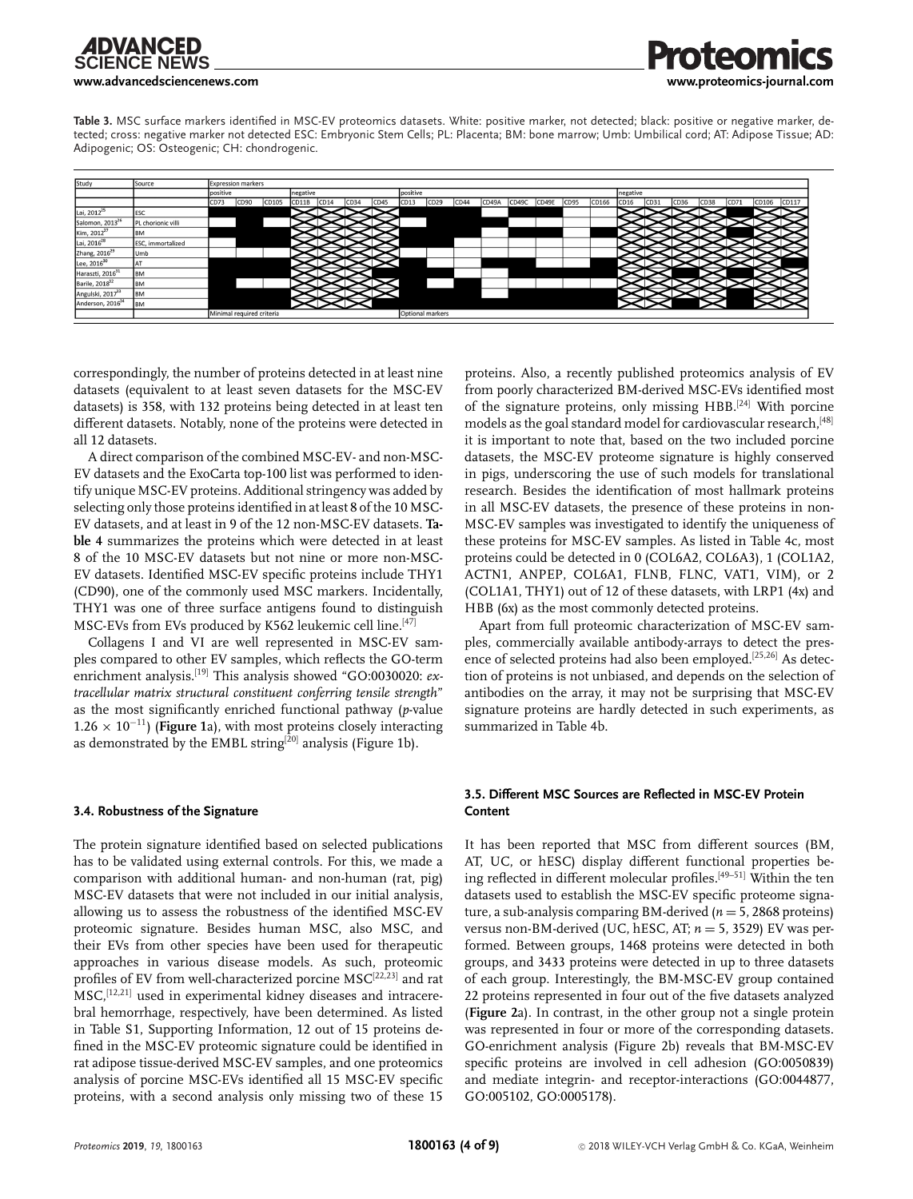**Table 3.** MSC surface markers identified in MSC-EV proteomics datasets. White: positive marker, not detected; black: positive or negative marker, detected; cross: negative marker not detected ESC: Embryonic Stem Cells; PL: Placenta; BM: bone marrow; Umb: Umbilical cord; AT: Adipose Tissue; AD: Adipogenic; OS: Osteogenic; CH: chondrogenic.

(Legend for table cells: ■ = detected (black); X = negative marker, not detected (cross); empty = positive marker, not detected (white). Cell values are approximate readings of the graphical table.)

| Study | Source | Expression markers | | | | | | | | | | | | | | | | | | | | | |
|---|---|---|---|---|---|---|---|---|---|---|---|---|---|---|---|---|---|---|---|---|---|---|---|
| | | positive | | | negative | | | | positive | | | | | | | | negative | | | | | | |
| | | CD73 | CD90 | CD105 | CD11B | CD14 | CD34 | CD45 | CD13 | CD29 | CD44 | CD49A | CD49C | CD49E | CD95 | CD166 | CD16 | CD31 | CD36 | CD38 | CD71 | CD106 | CD117 |
| Lai, 2012[25] | ESC | ■ | ■ | ■ | X | X | X | X | ■ | ■ | ■ | ■ | ■ | ■ | ■ | ■ | X | X | X | X | X | X | X |
| Salomon, 2013[26] | PL chorionic villi | | ■ | | X | X | X | X | | ■ | ■ | | ■ | | | ■ | X | X | X | X | X | X | X |
| Kim, 2012[27] | BM | ■ | ■ | ■ | X | X | X | X | ■ | ■ | ■ | | ■ | ■ | | ■ | X | X | X | X | X | X | X |
| Lai, 2016[28] | ESC, immortalized | | ■ | ■ | X | X | X | X | ■ | ■ | | ■ | | | | ■ | X | X | X | X | ■ | X | X |
| Zhang, 2016[29] | Umb | | ■ | | X | X | X | X | ■ | | | | | | | ■ | X | X | X | X | X | X | X |
| Lee, 2016[30] | AT | ■ | ■ | ■ | X | X | X | X | ■ | | ■ | ■ | ■ | | ■ | ■ | X | X | X | X | X | X | X |
| Haraszti, 2016[31] | BM | ■ | ■ | ■ | X | X | X | ■ | ■ | ■ | ■ | | ■ | ■ | ■ | ■ | X | X | ■ | X | ■ | X | X |
| Barile, 2018[32] | BM | ■ | | | X | X | X | X | ■ | | ■ | | | | | ■ | X | X | X | X | X | X | X |
| Angulski, 2017[33] | BM | ■ | ■ | ■ | X | X | X | X | ■ | ■ | ■ | | ■ | ■ | ■ | ■ | X | X | X | X | ■ | X | X |
| Anderson, 2016[34] | BM | ■ | ■ | ■ | X | X | X | ■ | ■ | ■ | ■ | ■ | ■ | ■ | ■ | ■ | X | X | ■ | X | ■ | X | X |
| | | Minimal required criteria | | | | | | | Optional markers | | | | | | | | | | | | | | |

correspondingly, the number of proteins detected in at least nine datasets (equivalent to at least seven datasets for the MSC-EV datasets) is 358, with 132 proteins being detected in at least ten different datasets. Notably, none of the proteins were detected in all 12 datasets.

A direct comparison of the combined MSC-EV- and non-MSC-EV datasets and the ExoCarta top-100 list was performed to identify unique MSC-EV proteins. Additional stringency was added by selecting only those proteins identified in at least 8 of the 10 MSC-EV datasets, and at least in 9 of the 12 non-MSC-EV datasets. **Table 4** summarizes the proteins which were detected in at least 8 of the 10 MSC-EV datasets but not nine or more non-MSC-EV datasets. Identified MSC-EV specific proteins include THY1 (CD90), one of the commonly used MSC markers. Incidentally, THY1 was one of three surface antigens found to distinguish MSC-EVs from EVs produced by K562 leukemic cell line.[47]

Collagens I and VI are well represented in MSC-EV samples compared to other EV samples, which reflects the GO-term enrichment analysis.[19] This analysis showed "GO:0030020: *extracellular matrix structural constituent conferring tensile strength*" as the most significantly enriched functional pathway ($p$-value $1.26 \times 10^{-11}$) (**Figure 1**a), with most proteins closely interacting as demonstrated by the EMBL string[20] analysis (Figure 1b).

### 3.4. Robustness of the Signature

The protein signature identified based on selected publications has to be validated using external controls. For this, we made a comparison with additional human- and non-human (rat, pig) MSC-EV datasets that were not included in our initial analysis, allowing us to assess the robustness of the identified MSC-EV proteomic signature. Besides human MSC, also MSC, and their EVs from other species have been used for therapeutic approaches in various disease models. As such, proteomic profiles of EV from well-characterized porcine MSC[22,23] and rat MSC,[12,21] used in experimental kidney diseases and intracerebral hemorrhage, respectively, have been determined. As listed in Table S1, Supporting Information, 12 out of 15 proteins defined in the MSC-EV proteomic signature could be identified in rat adipose tissue-derived MSC-EV samples, and one proteomics analysis of porcine MSC-EVs identified all 15 MSC-EV specific proteins, with a second analysis only missing two of these 15 proteins. Also, a recently published proteomics analysis of EV from poorly characterized BM-derived MSC-EVs identified most of the signature proteins, only missing HBB.[24] With porcine models as the goal standard model for cardiovascular research,[48] it is important to note that, based on the two included porcine datasets, the MSC-EV proteome signature is highly conserved in pigs, underscoring the use of such models for translational research. Besides the identification of most hallmark proteins in all MSC-EV datasets, the presence of these proteins in non-MSC-EV samples was investigated to identify the uniqueness of these proteins for MSC-EV samples. As listed in Table 4c, most proteins could be detected in 0 (COL6A2, COL6A3), 1 (COL1A2, ACTN1, ANPEP, COL6A1, FLNB, FLNC, VAT1, VIM), or 2 (COL1A1, THY1) out of 12 of these datasets, with LRP1 (4x) and HBB (6x) as the most commonly detected proteins.

Apart from full proteomic characterization of MSC-EV samples, commercially available antibody-arrays to detect the presence of selected proteins had also been employed.[25,26] As detection of proteins is not unbiased, and depends on the selection of antibodies on the array, it may not be surprising that MSC-EV signature proteins are hardly detected in such experiments, as summarized in Table 4b.

### 3.5. Different MSC Sources are Reflected in MSC-EV Protein Content

It has been reported that MSC from different sources (BM, AT, UC, or hESC) display different functional properties being reflected in different molecular profiles.[49–51] Within the ten datasets used to establish the MSC-EV specific proteome signature, a sub-analysis comparing BM-derived ($n = 5$, 2868 proteins) versus non-BM-derived (UC, hESC, AT; $n = 5$, 3529) EV was performed. Between groups, 1468 proteins were detected in both groups, and 3433 proteins were detected in up to three datasets of each group. Interestingly, the BM-MSC-EV group contained 22 proteins represented in four out of the five datasets analyzed (**Figure 2**a). In contrast, in the other group not a single protein was represented in four or more of the corresponding datasets. GO-enrichment analysis (Figure 2b) reveals that BM-MSC-EV specific proteins are involved in cell adhesion (GO:0050839) and mediate integrin- and receptor-interactions (GO:0044877, GO:005102, GO:0005178).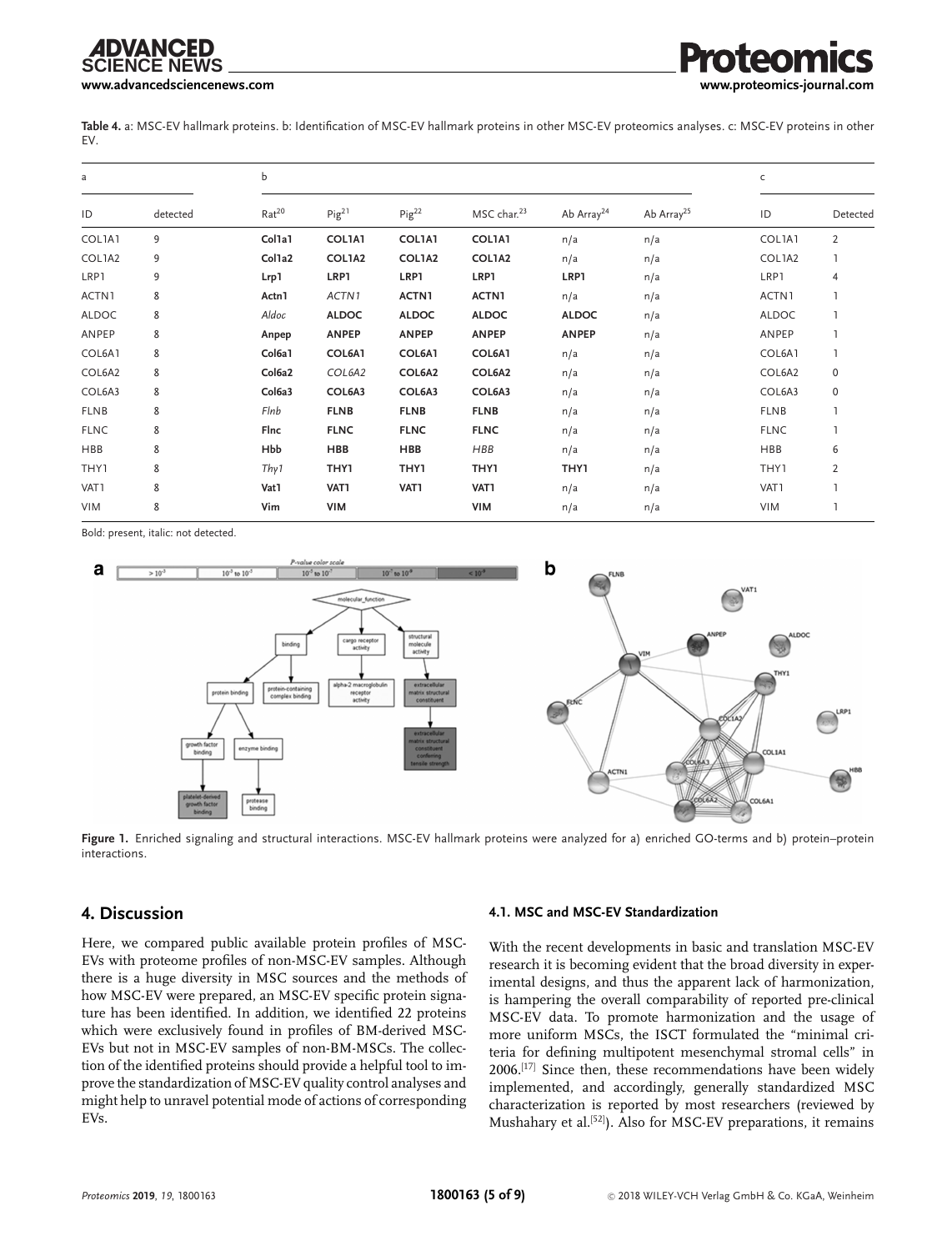**Table 4.** a: MSC-EV hallmark proteins. b: Identification of MSC-EV hallmark proteins in other MSC-EV proteomics analyses. c: MSC-EV proteins in other EV.

| a | | b | | | | | | c | |
|---|---|---|---|---|---|---|---|---|---|
| ID | detected | Rat[20] | Pig[21] | Pig[22] | MSC char.[23] | Ab Array[24] | Ab Array[25] | ID | Detected |
| COL1A1 | 9 | **Col1a1** | **COL1A1** | **COL1A1** | **COL1A1** | n/a | n/a | COL1A1 | 2 |
| COL1A2 | 9 | **Col1a2** | **COL1A2** | **COL1A2** | **COL1A2** | n/a | n/a | COL1A2 | 1 |
| LRP1 | 9 | **Lrp1** | **LRP1** | **LRP1** | **LRP1** | **LRP1** | n/a | LRP1 | 4 |
| ACTN1 | 8 | **Actn1** | *ACTN1* | **ACTN1** | **ACTN1** | n/a | n/a | ACTN1 | 1 |
| ALDOC | 8 | *Aldoc* | **ALDOC** | **ALDOC** | **ALDOC** | **ALDOC** | n/a | ALDOC | 1 |
| ANPEP | 8 | **Anpep** | **ANPEP** | **ANPEP** | **ANPEP** | **ANPEP** | n/a | ANPEP | 1 |
| COL6A1 | 8 | **Col6a1** | **COL6A1** | **COL6A1** | **COL6A1** | n/a | n/a | COL6A1 | 1 |
| COL6A2 | 8 | **Col6a2** | *COL6A2* | **COL6A2** | **COL6A2** | n/a | n/a | COL6A2 | 0 |
| COL6A3 | 8 | **Col6a3** | **COL6A3** | **COL6A3** | **COL6A3** | n/a | n/a | COL6A3 | 0 |
| FLNB | 8 | *Flnb* | **FLNB** | **FLNB** | **FLNB** | n/a | n/a | FLNB | 1 |
| FLNC | 8 | **Flnc** | **FLNC** | **FLNC** | **FLNC** | n/a | n/a | FLNC | 1 |
| HBB | 8 | **Hbb** | **HBB** | **HBB** | *HBB* | n/a | n/a | HBB | 6 |
| THY1 | 8 | *Thy1* | **THY1** | **THY1** | **THY1** | **THY1** | n/a | THY1 | 2 |
| VAT1 | 8 | **Vat1** | **VAT1** | **VAT1** | **VAT1** | n/a | n/a | VAT1 | 1 |
| VIM | 8 | **Vim** | **VIM** | | **VIM** | n/a | n/a | VIM | 1 |

Bold: present, italic: not detected.

**Figure 1.** Enriched signaling and structural interactions. MSC-EV hallmark proteins were analyzed for a) enriched GO-terms and b) protein–protein interactions.

## 4. Discussion

Here, we compared public available protein profiles of MSC-EVs with proteome profiles of non-MSC-EV samples. Although there is a huge diversity in MSC sources and the methods of how MSC-EV were prepared, an MSC-EV specific protein signature has been identified. In addition, we identified 22 proteins which were exclusively found in profiles of BM-derived MSC-EVs but not in MSC-EV samples of non-BM-MSCs. The collection of the identified proteins should provide a helpful tool to improve the standardization of MSC-EV quality control analyses and might help to unravel potential mode of actions of corresponding EVs.

### 4.1. MSC and MSC-EV Standardization

With the recent developments in basic and translation MSC-EV research it is becoming evident that the broad diversity in experimental designs, and thus the apparent lack of harmonization, is hampering the overall comparability of reported pre-clinical MSC-EV data. To promote harmonization and the usage of more uniform MSCs, the ISCT formulated the "minimal criteria for defining multipotent mesenchymal stromal cells" in 2006.[17] Since then, these recommendations have been widely implemented, and accordingly, generally standardized MSC characterization is reported by most researchers (reviewed by Mushahary et al.[52]). Also for MSC-EV preparations, it remains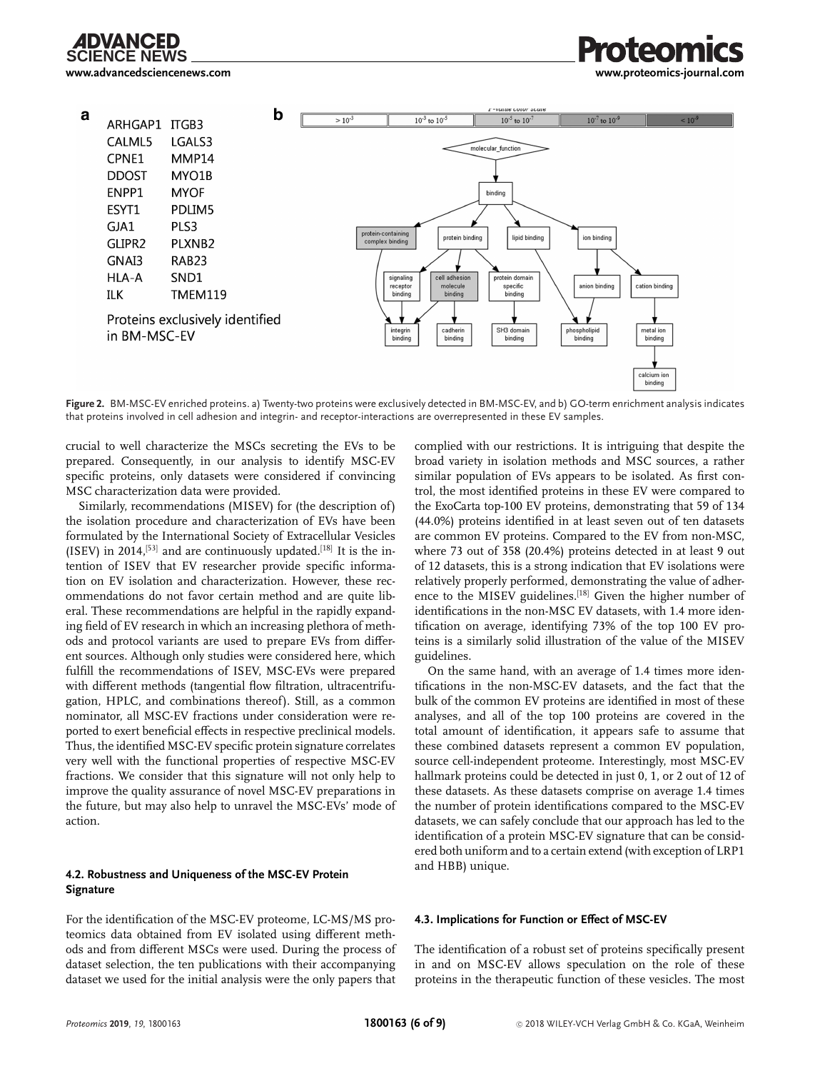crucial to well characterize the MSCs secreting the EVs to be prepared. Consequently, in our analysis to identify MSC-EV specific proteins, only datasets were considered if convincing MSC characterization data were provided.

Similarly, recommendations (MISEV) for (the description of) the isolation procedure and characterization of EVs have been formulated by the International Society of Extracellular Vesicles (ISEV) in 2014,[53] and are continuously updated.[18] It is the intention of ISEV that EV researcher provide specific information on EV isolation and characterization. However, these recommendations do not favor certain method and are quite liberal. These recommendations are helpful in the rapidly expanding field of EV research in which an increasing plethora of methods and protocol variants are used to prepare EVs from different sources. Although only studies were considered here, which fulfill the recommendations of ISEV, MSC-EVs were prepared with different methods (tangential flow filtration, ultracentrifugation, HPLC, and combinations thereof). Still, as a common nominator, all MSC-EV fractions under consideration were reported to exert beneficial effects in respective preclinical models. Thus, the identified MSC-EV specific protein signature correlates very well with the functional properties of respective MSC-EV fractions. We consider that this signature will not only help to improve the quality assurance of novel MSC-EV preparations in the future, but may also help to unravel the MSC-EVs' mode of action.

### 4.2. Robustness and Uniqueness of the MSC-EV Protein Signature

For the identification of the MSC-EV proteome, LC-MS/MS proteomics data obtained from EV isolated using different methods and from different MSCs were used. During the process of dataset selection, the ten publications with their accompanying dataset we used for the initial analysis were the only papers that complied with our restrictions. It is intriguing that despite the broad variety in isolation methods and MSC sources, a rather similar population of EVs appears to be isolated. As first control, the most identified proteins in these EV were compared to the ExoCarta top-100 EV proteins, demonstrating that 59 of 134 (44.0%) proteins identified in at least seven out of ten datasets are common EV proteins. Compared to the EV from non-MSC, where 73 out of 358 (20.4%) proteins detected in at least 9 out of 12 datasets, this is a strong indication that EV isolations were relatively properly performed, demonstrating the value of adherence to the MISEV guidelines.[18] Given the higher number of identifications in the non-MSC EV datasets, with 1.4 more identification on average, identifying 73% of the top 100 EV proteins is a similarly solid illustration of the value of the MISEV guidelines.

On the same hand, with an average of 1.4 times more identifications in the non-MSC-EV datasets, and the fact that the bulk of the common EV proteins are identified in most of these analyses, and all of the top 100 proteins are covered in the total amount of identification, it appears safe to assume that these combined datasets represent a common EV population, source cell-independent proteome. Interestingly, most MSC-EV hallmark proteins could be detected in just 0, 1, or 2 out of 12 of these datasets. As these datasets comprise on average 1.4 times the number of protein identifications compared to the MSC-EV datasets, we can safely conclude that our approach has led to the identification of a protein MSC-EV signature that can be considered both uniform and to a certain extend (with exception of LRP1 and HBB) unique.

### 4.3. Implications for Function or Effect of MSC-EV

The identification of a robust set of proteins specifically present in and on MSC-EV allows speculation on the role of these proteins in the therapeutic function of these vesicles. The most

**Figure 2.** BM-MSC-EV enriched proteins. a) Twenty-two proteins were exclusively detected in BM-MSC-EV, and b) GO-term enrichment analysis indicates that proteins involved in cell adhesion and integrin- and receptor-interactions are overrepresented in these EV samples.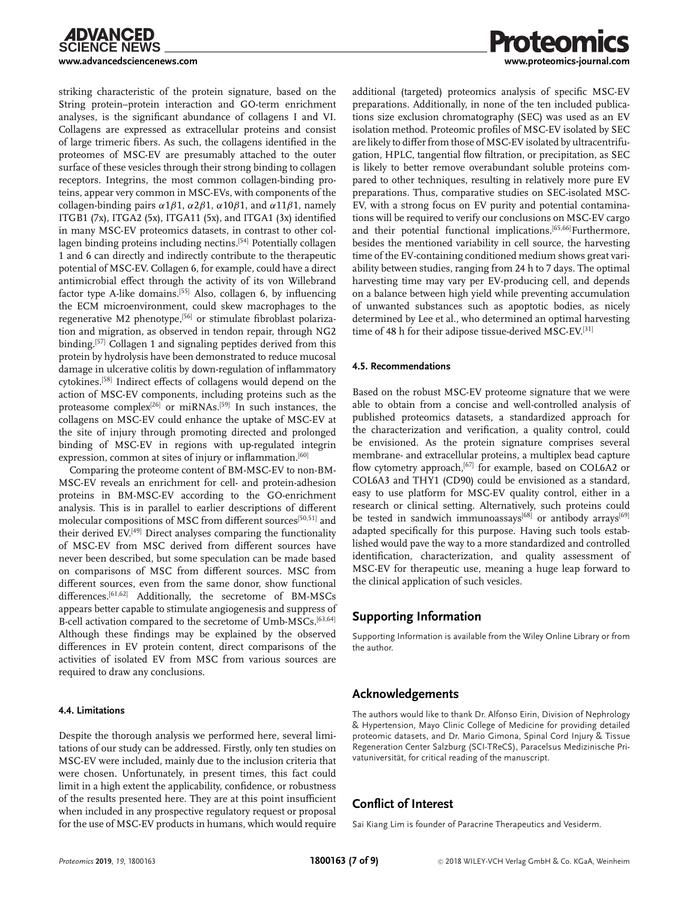striking characteristic of the protein signature, based on the String protein–protein interaction and GO-term enrichment analyses, is the significant abundance of collagens I and VI. Collagens are expressed as extracellular proteins and consist of large trimeric fibers. As such, the collagens identified in the proteomes of MSC-EV are presumably attached to the outer surface of these vesicles through their strong binding to collagen receptors. Integrins, the most common collagen-binding proteins, appear very common in MSC-EVs, with components of the collagen-binding pairs $\alpha1\beta1$, $\alpha2\beta1$, $\alpha10\beta1$, and $\alpha11\beta1$, namely ITGB1 (7x), ITGA2 (5x), ITGA11 (5x), and ITGA1 (3x) identified in many MSC-EV proteomics datasets, in contrast to other collagen binding proteins including nectins.[54] Potentially collagen 1 and 6 can directly and indirectly contribute to the therapeutic potential of MSC-EV. Collagen 6, for example, could have a direct antimicrobial effect through the activity of its von Willebrand factor type A-like domains.[55] Also, collagen 6, by influencing the ECM microenvironment, could skew macrophages to the regenerative M2 phenotype,[56] or stimulate fibroblast polarization and migration, as observed in tendon repair, through NG2 binding.[57] Collagen 1 and signaling peptides derived from this protein by hydrolysis have been demonstrated to reduce mucosal damage in ulcerative colitis by down-regulation of inflammatory cytokines.[58] Indirect effects of collagens would depend on the action of MSC-EV components, including proteins such as the proteasome complex[26] or miRNAs.[59] In such instances, the collagens on MSC-EV could enhance the uptake of MSC-EV at the site of injury through promoting directed and prolonged binding of MSC-EV in regions with up-regulated integrin expression, common at sites of injury or inflammation.[60]

Comparing the proteome content of BM-MSC-EV to non-BM-MSC-EV reveals an enrichment for cell- and protein-adhesion proteins in BM-MSC-EV according to the GO-enrichment analysis. This is in parallel to earlier descriptions of different molecular compositions of MSC from different sources[50,51] and their derived EV.[49] Direct analyses comparing the functionality of MSC-EV from MSC derived from different sources have never been described, but some speculation can be made based on comparisons of MSC from different sources. MSC from different sources, even from the same donor, show functional differences.[61,62] Additionally, the secretome of BM-MSCs appears better capable to stimulate angiogenesis and suppress of B-cell activation compared to the secretome of Umb-MSCs.[63,64] Although these findings may be explained by the observed differences in EV protein content, direct comparisons of the activities of isolated EV from MSC from various sources are required to draw any conclusions.

#### 4.4. Limitations

Despite the thorough analysis we performed here, several limitations of our study can be addressed. Firstly, only ten studies on MSC-EV were included, mainly due to the inclusion criteria that were chosen. Unfortunately, in present times, this fact could limit in a high extent the applicability, confidence, or robustness of the results presented here. They are at this point insufficient when included in any prospective regulatory request or proposal for the use of MSC-EV products in humans, which would require additional (targeted) proteomics analysis of specific MSC-EV preparations. Additionally, in none of the ten included publications size exclusion chromatography (SEC) was used as an EV isolation method. Proteomic profiles of MSC-EV isolated by SEC are likely to differ from those of MSC-EV isolated by ultracentrifugation, HPLC, tangential flow filtration, or precipitation, as SEC is likely to better remove overabundant soluble proteins compared to other techniques, resulting in relatively more pure EV preparations. Thus, comparative studies on SEC-isolated MSC-EV, with a strong focus on EV purity and potential contaminations will be required to verify our conclusions on MSC-EV cargo and their potential functional implications.[65,66]Furthermore, besides the mentioned variability in cell source, the harvesting time of the EV-containing conditioned medium shows great variability between studies, ranging from 24 h to 7 days. The optimal harvesting time may vary per EV-producing cell, and depends on a balance between high yield while preventing accumulation of unwanted substances such as apoptotic bodies, as nicely determined by Lee et al., who determined an optimal harvesting time of 48 h for their adipose tissue-derived MSC-EV.[31]

#### 4.5. Recommendations

Based on the robust MSC-EV proteome signature that we were able to obtain from a concise and well-controlled analysis of published proteomics datasets, a standardized approach for the characterization and verification, a quality control, could be envisioned. As the protein signature comprises several membrane- and extracellular proteins, a multiplex bead capture flow cytometry approach,[67] for example, based on COL6A2 or COL6A3 and THY1 (CD90) could be envisioned as a standard, easy to use platform for MSC-EV quality control, either in a research or clinical setting. Alternatively, such proteins could be tested in sandwich immunoassays[68] or antibody arrays[69] adapted specifically for this purpose. Having such tools established would pave the way to a more standardized and controlled identification, characterization, and quality assessment of MSC-EV for therapeutic use, meaning a huge leap forward to the clinical application of such vesicles.

## Supporting Information

Supporting Information is available from the Wiley Online Library or from the author.

## Acknowledgements

The authors would like to thank Dr. Alfonso Eirin, Division of Nephrology & Hypertension, Mayo Clinic College of Medicine for providing detailed proteomic datasets, and Dr. Mario Gimona, Spinal Cord Injury & Tissue Regeneration Center Salzburg (SCI-TReCS), Paracelsus Medizinische Privatuniversität, for critical reading of the manuscript.

## Conflict of Interest

Sai Kiang Lim is founder of Paracrine Therapeutics and Vesiderm.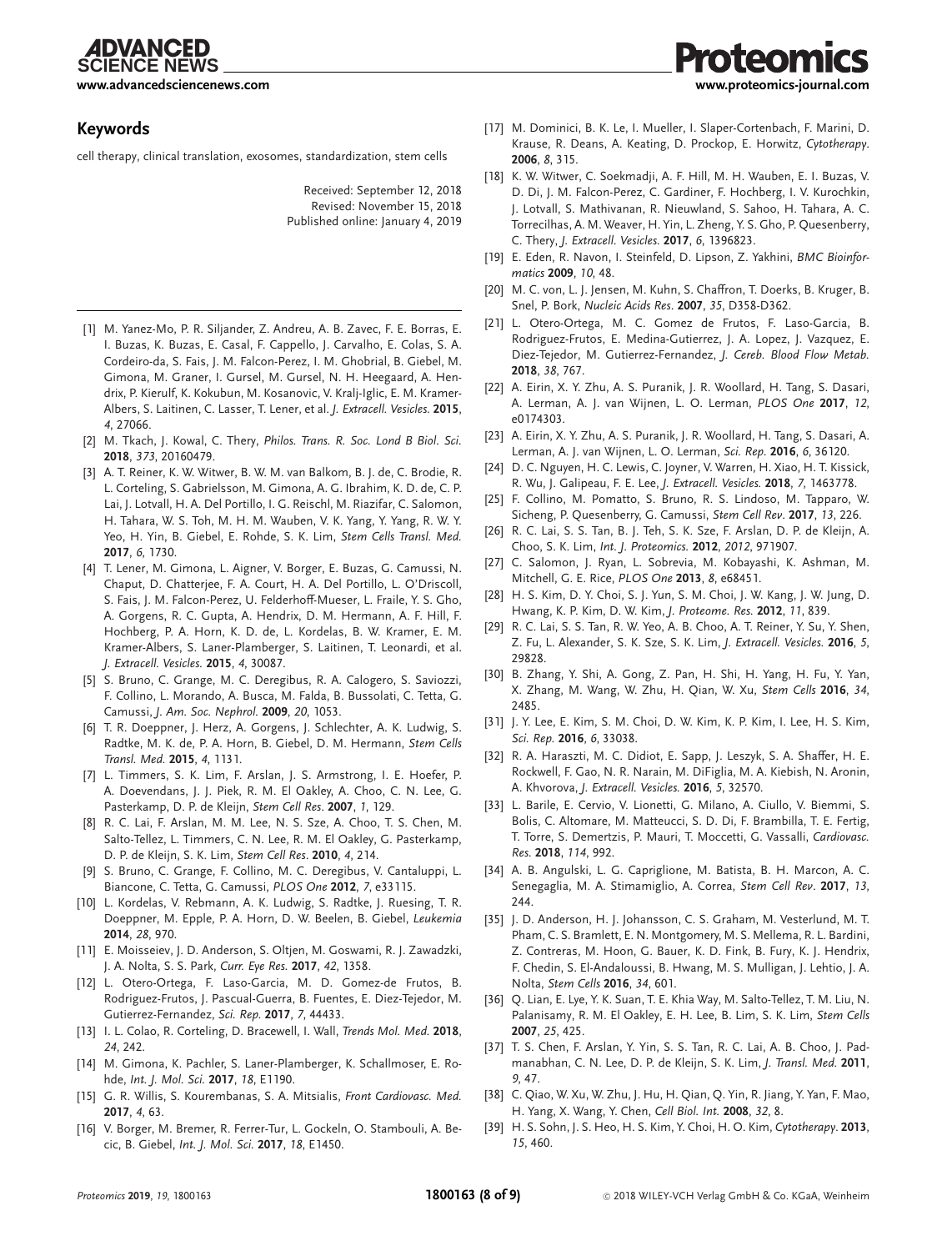## Keywords

cell therapy, clinical translation, exosomes, standardization, stem cells

Received: September 12, 2018
Revised: November 15, 2018
Published online: January 4, 2019

---

[1] M. Yanez-Mo, P. R. Siljander, Z. Andreu, A. B. Zavec, F. E. Borras, E. I. Buzas, K. Buzas, E. Casal, F. Cappello, J. Carvalho, E. Colas, S. A. Cordeiro-da, S. Fais, J. M. Falcon-Perez, I. M. Ghobrial, B. Giebel, M. Gimona, M. Graner, I. Gursel, M. Gursel, N. H. Heegaard, A. Hendrix, P. Kierulf, K. Kokubun, M. Kosanovic, V. Kralj-Iglic, E. M. Kramer-Albers, S. Laitinen, C. Lasser, T. Lener, et al. *J. Extracell. Vesicles.* **2015**, *4*, 27066.

[2] M. Tkach, J. Kowal, C. Thery, *Philos. Trans. R. Soc. Lond B Biol. Sci.* **2018**, *373*, 20160479.

[3] A. T. Reiner, K. W. Witwer, B. W. M. van Balkom, B. J. de, C. Brodie, R. L. Corteling, S. Gabrielsson, M. Gimona, A. G. Ibrahim, K. D. de, C. P. Lai, J. Lotvall, H. A. Del Portillo, I. G. Reischl, M. Riazifar, C. Salomon, H. Tahara, W. S. Toh, M. H. M. Wauben, V. K. Yang, Y. Yang, R. W. Y. Yeo, H. Yin, B. Giebel, E. Rohde, S. K. Lim, *Stem Cells Transl. Med.* **2017**, *6*, 1730.

[4] T. Lener, M. Gimona, L. Aigner, V. Borger, E. Buzas, G. Camussi, N. Chaput, D. Chatterjee, F. A. Court, H. A. Del Portillo, L. O'Driscoll, S. Fais, J. M. Falcon-Perez, U. Felderhoff-Mueser, L. Fraile, Y. S. Gho, A. Gorgens, R. C. Gupta, A. Hendrix, D. M. Hermann, A. F. Hill, F. Hochberg, P. A. Horn, K. D. de, L. Kordelas, B. W. Kramer, E. M. Kramer-Albers, S. Laner-Plamberger, S. Laitinen, T. Leonardi, et al. *J. Extracell. Vesicles.* **2015**, *4*, 30087.

[5] S. Bruno, C. Grange, M. C. Deregibus, R. A. Calogero, S. Saviozzi, F. Collino, L. Morando, A. Busca, M. Falda, B. Bussolati, C. Tetta, G. Camussi, *J. Am. Soc. Nephrol.* **2009**, *20*, 1053.

[6] T. R. Doeppner, J. Herz, A. Gorgens, J. Schlechter, A. K. Ludwig, S. Radtke, M. K. de, P. A. Horn, B. Giebel, D. M. Hermann, *Stem Cells Transl. Med.* **2015**, *4*, 1131.

[7] L. Timmers, S. K. Lim, F. Arslan, J. S. Armstrong, I. E. Hoefer, P. A. Doevendans, J. J. Piek, R. M. El Oakley, A. Choo, C. N. Lee, G. Pasterkamp, D. P. de Kleijn, *Stem Cell Res.* **2007**, *1*, 129.

[8] R. C. Lai, F. Arslan, M. M. Lee, N. S. Sze, A. Choo, T. S. Chen, M. Salto-Tellez, L. Timmers, C. N. Lee, R. M. El Oakley, G. Pasterkamp, D. P. de Kleijn, S. K. Lim, *Stem Cell Res.* **2010**, *4*, 214.

[9] S. Bruno, C. Grange, F. Collino, M. C. Deregibus, V. Cantaluppi, L. Biancone, C. Tetta, G. Camussi, *PLOS One* **2012**, *7*, e33115.

[10] L. Kordelas, V. Rebmann, A. K. Ludwig, S. Radtke, J. Ruesing, T. R. Doeppner, M. Epple, P. A. Horn, D. W. Beelen, B. Giebel, *Leukemia* **2014**, *28*, 970.

[11] E. Moisseiev, J. D. Anderson, S. Oltjen, M. Goswami, R. J. Zawadzki, J. A. Nolta, S. S. Park, *Curr. Eye Res.* **2017**, *42*, 1358.

[12] L. Otero-Ortega, F. Laso-Garcia, M. D. Gomez-de Frutos, B. Rodriguez-Frutos, J. Pascual-Guerra, B. Fuentes, E. Diez-Tejedor, M. Gutierrez-Fernandez, *Sci. Rep.* **2017**, *7*, 44433.

[13] I. L. Colao, R. Corteling, D. Bracewell, I. Wall, *Trends Mol. Med.* **2018**, *24*, 242.

[14] M. Gimona, K. Pachler, S. Laner-Plamberger, K. Schallmoser, E. Rohde, *Int. J. Mol. Sci.* **2017**, *18*, E1190.

[15] G. R. Willis, S. Kourembanas, S. A. Mitsialis, *Front Cardiovasc. Med.* **2017**, *4*, 63.

[16] V. Borger, M. Bremer, R. Ferrer-Tur, L. Gockeln, O. Stambouli, A. Becic, B. Giebel, *Int. J. Mol. Sci.* **2017**, *18*, E1450.

[17] M. Dominici, B. K. Le, I. Mueller, I. Slaper-Cortenbach, F. Marini, D. Krause, R. Deans, A. Keating, D. Prockop, E. Horwitz, *Cytotherapy.* **2006**, *8*, 315.

[18] K. W. Witwer, C. Soekmadji, A. F. Hill, M. H. Wauben, E. I. Buzas, V. D. Di, J. M. Falcon-Perez, C. Gardiner, F. Hochberg, I. V. Kurochkin, J. Lotvall, S. Mathivanan, R. Nieuwland, S. Sahoo, H. Tahara, A. C. Torrecilhas, A. M. Weaver, H. Yin, L. Zheng, Y. S. Gho, P. Quesenberry, C. Thery, *J. Extracell. Vesicles.* **2017**, *6*, 1396823.

[19] E. Eden, R. Navon, I. Steinfeld, D. Lipson, Z. Yakhini, *BMC Bioinformatics* **2009**, *10*, 48.

[20] M. C. von, L. J. Jensen, M. Kuhn, S. Chaffron, T. Doerks, B. Kruger, B. Snel, P. Bork, *Nucleic Acids Res.* **2007**, *35*, D358-D362.

[21] L. Otero-Ortega, M. C. Gomez de Frutos, F. Laso-Garcia, B. Rodriguez-Frutos, E. Medina-Gutierrez, J. A. Lopez, J. Vazquez, E. Diez-Tejedor, M. Gutierrez-Fernandez, *J. Cereb. Blood Flow Metab.* **2018**, *38*, 767.

[22] A. Eirin, X. Y. Zhu, A. S. Puranik, J. R. Woollard, H. Tang, S. Dasari, A. Lerman, A. J. van Wijnen, L. O. Lerman, *PLOS One* **2017**, *12*, e0174303.

[23] A. Eirin, X. Y. Zhu, A. S. Puranik, J. R. Woollard, H. Tang, S. Dasari, A. Lerman, A. J. van Wijnen, L. O. Lerman, *Sci. Rep.* **2016**, *6*, 36120.

[24] D. C. Nguyen, H. C. Lewis, C. Joyner, V. Warren, H. Xiao, H. T. Kissick, R. Wu, J. Galipeau, F. E. Lee, *J. Extracell. Vesicles.* **2018**, *7*, 1463778.

[25] F. Collino, M. Pomatto, S. Bruno, R. S. Lindoso, M. Tapparo, W. Sicheng, P. Quesenberry, G. Camussi, *Stem Cell Rev.* **2017**, *13*, 226.

[26] R. C. Lai, S. S. Tan, B. J. Teh, S. K. Sze, F. Arslan, D. P. de Kleijn, A. Choo, S. K. Lim, *Int. J. Proteomics.* **2012**, *2012*, 971907.

[27] C. Salomon, J. Ryan, L. Sobrevia, M. Kobayashi, K. Ashman, M. Mitchell, G. E. Rice, *PLOS One* **2013**, *8*, e68451.

[28] H. S. Kim, D. Y. Choi, S. J. Yun, S. M. Choi, J. W. Kang, J. W. Jung, D. Hwang, K. P. Kim, D. W. Kim, *J. Proteome. Res.* **2012**, *11*, 839.

[29] R. C. Lai, S. S. Tan, R. W. Yeo, A. B. Choo, A. T. Reiner, Y. Su, Y. Shen, Z. Fu, L. Alexander, S. K. Sze, S. K. Lim, *J. Extracell. Vesicles.* **2016**, *5*, 29828.

[30] B. Zhang, Y. Shi, A. Gong, Z. Pan, H. Shi, H. Yang, H. Fu, Y. Yan, X. Zhang, M. Wang, W. Zhu, H. Qian, W. Xu, *Stem Cells* **2016**, *34*, 2485.

[31] J. Y. Lee, E. Kim, S. M. Choi, D. W. Kim, K. P. Kim, I. Lee, H. S. Kim, *Sci. Rep.* **2016**, *6*, 33038.

[32] R. A. Haraszti, M. C. Didiot, E. Sapp, J. Leszyk, S. A. Shaffer, H. E. Rockwell, F. Gao, N. R. Narain, M. DiFiglia, M. A. Kiebish, N. Aronin, A. Khvorova, *J. Extracell. Vesicles.* **2016**, *5*, 32570.

[33] L. Barile, E. Cervio, V. Lionetti, G. Milano, A. Ciullo, V. Biemmi, S. Bolis, C. Altomare, M. Matteucci, S. D. Di, F. Brambilla, T. E. Fertig, T. Torre, S. Demertzis, P. Mauri, T. Moccetti, G. Vassalli, *Cardiovasc. Res.* **2018**, *114*, 992.

[34] A. B. Angulski, L. G. Capriglione, M. Batista, B. H. Marcon, A. C. Senegaglia, M. A. Stimamiglio, A. Correa, *Stem Cell Rev.* **2017**, *13*, 244.

[35] J. D. Anderson, H. J. Johansson, C. S. Graham, M. Vesterlund, M. T. Pham, C. S. Bramlett, E. N. Montgomery, M. S. Mellema, R. L. Bardini, Z. Contreras, M. Hoon, G. Bauer, K. D. Fink, B. Fury, K. J. Hendrix, F. Chedin, S. El-Andaloussi, B. Hwang, M. S. Mulligan, J. Lehtio, J. A. Nolta, *Stem Cells* **2016**, *34*, 601.

[36] Q. Lian, E. Lye, Y. K. Suan, T. E. Khia Way, M. Salto-Tellez, T. M. Liu, N. Palanisamy, R. M. El Oakley, E. H. Lee, B. Lim, S. K. Lim, *Stem Cells* **2007**, *25*, 425.

[37] T. S. Chen, F. Arslan, Y. Yin, S. S. Tan, R. C. Lai, A. B. Choo, J. Padmanabhan, C. N. Lee, D. P. de Kleijn, S. K. Lim, *J. Transl. Med.* **2011**, *9*, 47.

[38] C. Qiao, W. Xu, W. Zhu, J. Hu, H. Qian, Q. Yin, R. Jiang, Y. Yan, F. Mao, H. Yang, X. Wang, Y. Chen, *Cell Biol. Int.* **2008**, *32*, 8.

[39] H. S. Sohn, J. S. Heo, H. S. Kim, Y. Choi, H. O. Kim, *Cytotherapy.* **2013**, *15*, 460.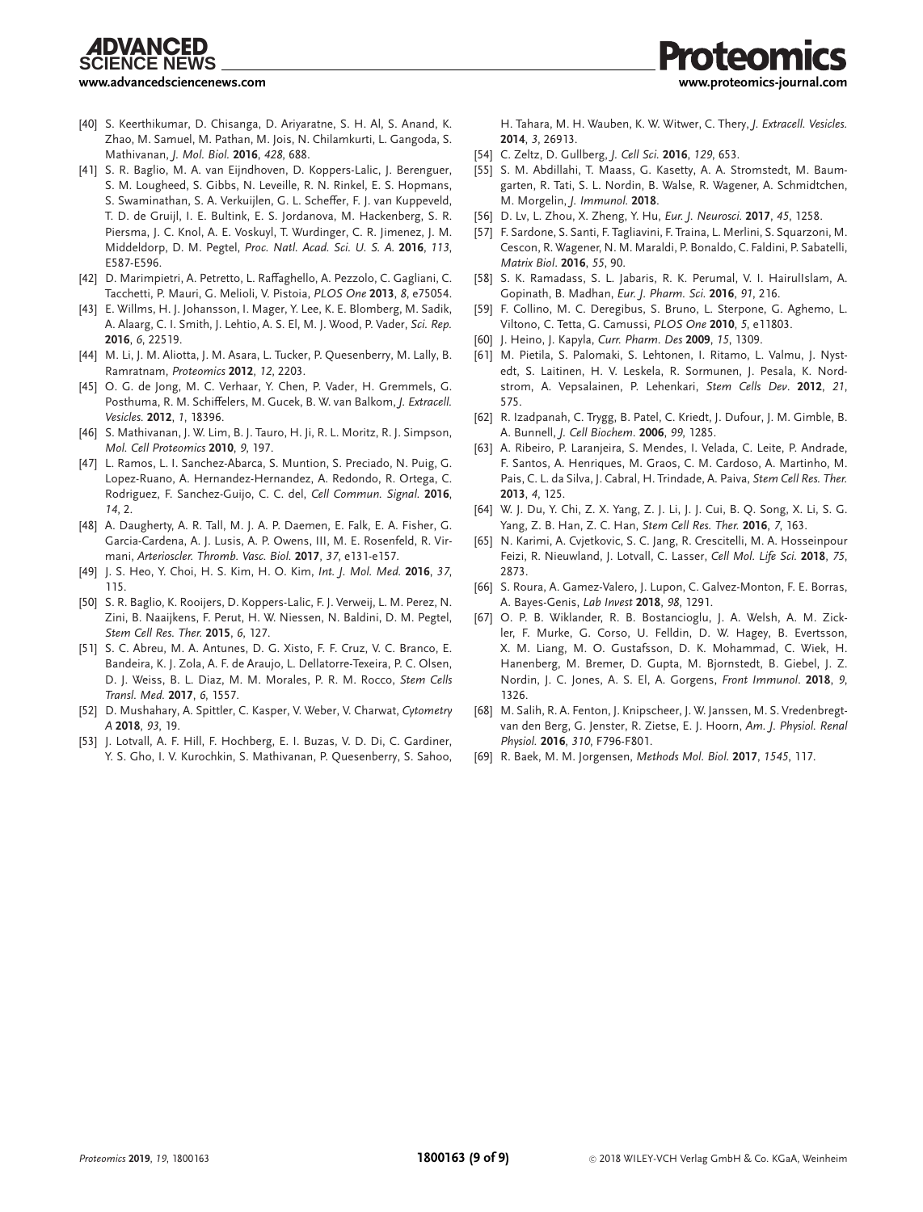[40] S. Keerthikumar, D. Chisanga, D. Ariyaratne, S. H. Al, S. Anand, K. Zhao, M. Samuel, M. Pathan, M. Jois, N. Chilamkurti, L. Gangoda, S. Mathivanan, *J. Mol. Biol.* **2016**, *428*, 688.

[41] S. R. Baglio, M. A. van Eijndhoven, D. Koppers-Lalic, J. Berenguer, S. M. Lougheed, S. Gibbs, N. Leveille, R. N. Rinkel, E. S. Hopmans, S. Swaminathan, S. A. Verkuijlen, G. L. Scheffer, F. J. van Kuppeveld, T. D. de Gruijl, I. E. Bultink, E. S. Jordanova, M. Hackenberg, S. R. Piersma, J. C. Knol, A. E. Voskuyl, T. Wurdinger, C. R. Jimenez, J. M. Middeldorp, D. M. Pegtel, *Proc. Natl. Acad. Sci. U. S. A.* **2016**, *113*, E587-E596.

[42] D. Marimpietri, A. Petretto, L. Raffaghello, A. Pezzolo, C. Gagliani, C. Tacchetti, P. Mauri, G. Melioli, V. Pistoia, *PLOS One* **2013**, *8*, e75054.

[43] E. Willms, H. J. Johansson, I. Mager, Y. Lee, K. E. Blomberg, M. Sadik, A. Alaarg, C. I. Smith, J. Lehtio, A. S. El, M. J. Wood, P. Vader, *Sci. Rep.* **2016**, *6*, 22519.

[44] M. Li, J. M. Aliotta, J. M. Asara, L. Tucker, P. Quesenberry, M. Lally, B. Ramratnam, *Proteomics* **2012**, *12*, 2203.

[45] O. G. de Jong, M. C. Verhaar, Y. Chen, P. Vader, H. Gremmels, G. Posthuma, R. M. Schiffelers, M. Gucek, B. W. van Balkom, *J. Extracell. Vesicles.* **2012**, *1*, 18396.

[46] S. Mathivanan, J. W. Lim, B. J. Tauro, H. Ji, R. L. Moritz, R. J. Simpson, *Mol. Cell Proteomics* **2010**, *9*, 197.

[47] L. Ramos, L. I. Sanchez-Abarca, S. Muntion, S. Preciado, N. Puig, G. Lopez-Ruano, A. Hernandez-Hernandez, A. Redondo, R. Ortega, C. Rodriguez, F. Sanchez-Guijo, C. C. del, *Cell Commun. Signal.* **2016**, *14*, 2.

[48] A. Daugherty, A. R. Tall, M. J. A. P. Daemen, E. Falk, E. A. Fisher, G. Garcia-Cardena, A. J. Lusis, A. P. Owens, III, M. E. Rosenfeld, R. Virmani, *Arterioscler. Thromb. Vasc. Biol.* **2017**, *37*, e131-e157.

[49] J. S. Heo, Y. Choi, H. S. Kim, H. O. Kim, *Int. J. Mol. Med.* **2016**, *37*, 115.

[50] S. R. Baglio, K. Rooijers, D. Koppers-Lalic, F. J. Verweij, L. M. Perez, N. Zini, B. Naaijkens, F. Perut, H. W. Niessen, N. Baldini, D. M. Pegtel, *Stem Cell Res. Ther.* **2015**, *6*, 127.

[51] S. C. Abreu, M. A. Antunes, D. G. Xisto, F. F. Cruz, V. C. Branco, E. Bandeira, K. J. Zola, A. F. de Araujo, L. Dellatorre-Texeira, P. C. Olsen, D. J. Weiss, B. L. Diaz, M. M. Morales, P. R. M. Rocco, *Stem Cells Transl. Med.* **2017**, *6*, 1557.

[52] D. Mushahary, A. Spittler, C. Kasper, V. Weber, V. Charwat, *Cytometry A* **2018**, *93*, 19.

[53] J. Lotvall, A. F. Hill, F. Hochberg, E. I. Buzas, V. D. Di, C. Gardiner, Y. S. Gho, I. V. Kurochkin, S. Mathivanan, P. Quesenberry, S. Sahoo, H. Tahara, M. H. Wauben, K. W. Witwer, C. Thery, *J. Extracell. Vesicles.* **2014**, *3*, 26913.

[54] C. Zeltz, D. Gullberg, *J. Cell Sci.* **2016**, *129*, 653.

[55] S. M. Abdillahi, T. Maass, G. Kasetty, A. A. Stromstedt, M. Baumgarten, R. Tati, S. L. Nordin, B. Walse, R. Wagener, A. Schmidtchen, M. Morgelin, *J. Immunol.* **2018**.

[56] D. Lv, L. Zhou, X. Zheng, Y. Hu, *Eur. J. Neurosci.* **2017**, *45*, 1258.

[57] F. Sardone, S. Santi, F. Tagliavini, F. Traina, L. Merlini, S. Squarzoni, M. Cescon, R. Wagener, N. M. Maraldi, P. Bonaldo, C. Faldini, P. Sabatelli, *Matrix Biol.* **2016**, *55*, 90.

[58] S. K. Ramadass, S. L. Jabaris, R. K. Perumal, V. I. HairulIslam, A. Gopinath, B. Madhan, *Eur. J. Pharm. Sci.* **2016**, *91*, 216.

[59] F. Collino, M. C. Deregibus, S. Bruno, L. Sterpone, G. Aghemo, L. Viltono, C. Tetta, G. Camussi, *PLOS One* **2010**, *5*, e11803.

[60] J. Heino, J. Kapyla, *Curr. Pharm. Des* **2009**, *15*, 1309.

[61] M. Pietila, S. Palomaki, S. Lehtonen, I. Ritamo, L. Valmu, J. Nystedt, S. Laitinen, H. V. Leskela, R. Sormunen, J. Pesala, K. Nordstrom, A. Vepsalainen, P. Lehenkari, *Stem Cells Dev.* **2012**, *21*, 575.

[62] R. Izadpanah, C. Trygg, B. Patel, C. Kriedt, J. Dufour, J. M. Gimble, B. A. Bunnell, *J. Cell Biochem.* **2006**, *99*, 1285.

[63] A. Ribeiro, P. Laranjeira, S. Mendes, I. Velada, C. Leite, P. Andrade, F. Santos, A. Henriques, M. Graos, C. M. Cardoso, A. Martinho, M. Pais, C. L. da Silva, J. Cabral, H. Trindade, A. Paiva, *Stem Cell Res. Ther.* **2013**, *4*, 125.

[64] W. J. Du, Y. Chi, Z. X. Yang, Z. J. Li, J. J. Cui, B. Q. Song, X. Li, S. G. Yang, Z. B. Han, Z. C. Han, *Stem Cell Res. Ther.* **2016**, *7*, 163.

[65] N. Karimi, A. Cvjetkovic, S. C. Jang, R. Crescitelli, M. A. Hosseinpour Feizi, R. Nieuwland, J. Lotvall, C. Lasser, *Cell Mol. Life Sci.* **2018**, *75*, 2873.

[66] S. Roura, A. Gamez-Valero, J. Lupon, C. Galvez-Monton, F. E. Borras, A. Bayes-Genis, *Lab Invest* **2018**, *98*, 1291.

[67] O. P. B. Wiklander, R. B. Bostancioglu, J. A. Welsh, A. M. Zickler, F. Murke, G. Corso, U. Felldin, D. W. Hagey, B. Evertsson, X. M. Liang, M. O. Gustafsson, D. K. Mohammad, C. Wiek, H. Hanenberg, M. Bremer, D. Gupta, M. Bjornstedt, B. Giebel, J. Z. Nordin, J. C. Jones, A. S. El, A. Gorgens, *Front Immunol.* **2018**, *9*, 1326.

[68] M. Salih, R. A. Fenton, J. Knipscheer, J. W. Janssen, M. S. Vredenbregt-van den Berg, G. Jenster, R. Zietse, E. J. Hoorn, *Am. J. Physiol. Renal Physiol.* **2016**, *310*, F796-F801.

[69] R. Baek, M. M. Jorgensen, *Methods Mol. Biol.* **2017**, *1545*, 117.